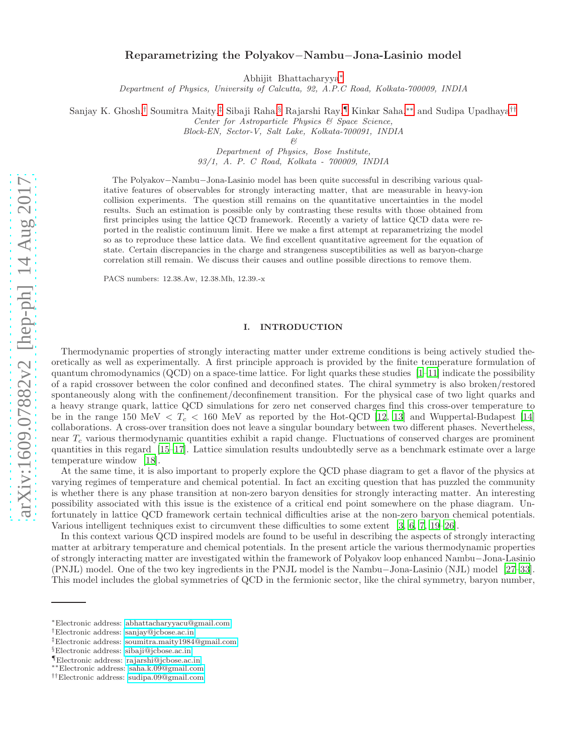# Reparametrizing the Polyakov−Nambu−Jona-Lasinio model

Abhijit Bhattacharyya*

*Department of Physics, University of Calcutta, 92, A.P.C Road, Kolkata-700009, INDIA*

Sanjay K. Ghosh,† Soumitra Maity,‡ Sibaji Raha,§ Rajarshi Ray,¶ Kinkar Saha,** and Sudipa Upadhaya††

*Center for Astroparticle Physics & Space Science,*
*Block-EN, Sector-V, Salt Lake, Kolkata-700091, INDIA*
*&*
*Department of Physics, Bose Institute,*
*93/1, A. P. C Road, Kolkata - 700009, INDIA*

The Polyakov−Nambu−Jona-Lasinio model has been quite successful in describing various qualitative features of observables for strongly interacting matter, that are measurable in heavy-ion collision experiments. The question still remains on the quantitative uncertainties in the model results. Such an estimation is possible only by contrasting these results with those obtained from first principles using the lattice QCD framework. Recently a variety of lattice QCD data were reported in the realistic continuum limit. Here we make a first attempt at reparametrizing the model so as to reproduce these lattice data. We find excellent quantitative agreement for the equation of state. Certain discrepancies in the charge and strangeness susceptibilities as well as baryon-charge correlation still remain. We discuss their causes and outline possible directions to remove them.

PACS numbers: 12.38.Aw, 12.38.Mh, 12.39.-x

## I. INTRODUCTION

Thermodynamic properties of strongly interacting matter under extreme conditions is being actively studied theoretically as well as experimentally. A first principle approach is provided by the finite temperature formulation of quantum chromodynamics (QCD) on a space-time lattice. For light quarks these studies [1–11] indicate the possibility of a rapid crossover between the color confined and deconfined states. The chiral symmetry is also broken/restored spontaneously along with the confinement/deconfinement transition. For the physical case of two light quarks and a heavy strange quark, lattice QCD simulations for zero net conserved charges find this cross-over temperature to be in the range 150 MeV $< T_c <$ 160 MeV as reported by the Hot-QCD [12, 13] and Wuppertal-Budapest [14] collaborations. A cross-over transition does not leave a singular boundary between two different phases. Nevertheless, near $T_c$ various thermodynamic quantities exhibit a rapid change. Fluctuations of conserved charges are prominent quantities in this regard [15–17]. Lattice simulation results undoubtedly serve as a benchmark estimate over a large temperature window [18].

At the same time, it is also important to properly explore the QCD phase diagram to get a flavor of the physics at varying regimes of temperature and chemical potential. In fact an exciting question that has puzzled the community is whether there is any phase transition at non-zero baryon densities for strongly interacting matter. An interesting possibility associated with this issue is the existence of a critical end point somewhere on the phase diagram. Unfortunately in lattice QCD framework certain technical difficulties arise at the non-zero baryon chemical potentials. Various intelligent techniques exist to circumvent these difficulties to some extent [3, 6, 7, 19–26].

In this context various QCD inspired models are found to be useful in describing the aspects of strongly interacting matter at arbitrary temperature and chemical potentials. In the present article the various thermodynamic properties of strongly interacting matter are investigated within the framework of Polyakov loop enhanced Nambu−Jona-Lasinio (PNJL) model. One of the two key ingredients in the PNJL model is the Nambu−Jona-Lasinio (NJL) model [27–33]. This model includes the global symmetries of QCD in the fermionic sector, like the chiral symmetry, baryon number,

---

*Electronic address: abhattacharyyacu@gmail.com
†Electronic address: sanjay@jcbose.ac.in
‡Electronic address: soumitra.maity1984@gmail.com
§Electronic address: sibaji@jcbose.ac.in
¶Electronic address: rajarshi@jcbose.ac.in
**Electronic address: saha.k.09@gmail.com
††Electronic address: sudipa.09@gmail.com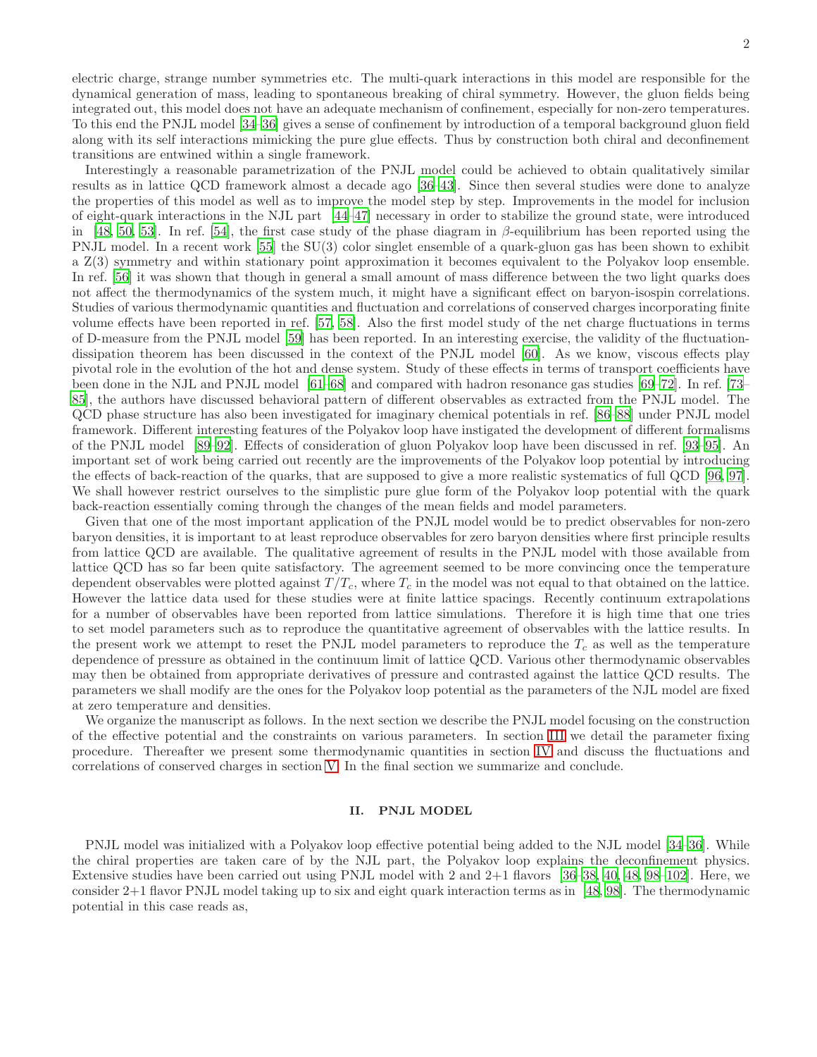electric charge, strange number symmetries etc. The multi-quark interactions in this model are responsible for the dynamical generation of mass, leading to spontaneous breaking of chiral symmetry. However, the gluon fields being integrated out, this model does not have an adequate mechanism of confinement, especially for non-zero temperatures. To this end the PNJL model [34–36] gives a sense of confinement by introduction of a temporal background gluon field along with its self interactions mimicking the pure glue effects. Thus by construction both chiral and deconfinement transitions are entwined within a single framework.

Interestingly a reasonable parametrization of the PNJL model could be achieved to obtain qualitatively similar results as in lattice QCD framework almost a decade ago [36–43]. Since then several studies were done to analyze the properties of this model as well as to improve the model step by step. Improvements in the model for inclusion of eight-quark interactions in the NJL part [44–47] necessary in order to stabilize the ground state, were introduced in [48, 50, 53]. In ref. [54], the first case study of the phase diagram in $\beta$-equilibrium has been reported using the PNJL model. In a recent work [55] the SU(3) color singlet ensemble of a quark-gluon gas has been shown to exhibit a Z(3) symmetry and within stationary point approximation it becomes equivalent to the Polyakov loop ensemble. In ref. [56] it was shown that though in general a small amount of mass difference between the two light quarks does not affect the thermodynamics of the system much, it might have a significant effect on baryon-isospin correlations. Studies of various thermodynamic quantities and fluctuation and correlations of conserved charges incorporating finite volume effects have been reported in ref. [57, 58]. Also the first model study of the net charge fluctuations in terms of D-measure from the PNJL model [59] has been reported. In an interesting exercise, the validity of the fluctuation-dissipation theorem has been discussed in the context of the PNJL model [60]. As we know, viscous effects play pivotal role in the evolution of the hot and dense system. Study of these effects in terms of transport coefficients have been done in the NJL and PNJL model [61–68] and compared with hadron resonance gas studies [69–72]. In ref. [73–85], the authors have discussed behavioral pattern of different observables as extracted from the PNJL model. The QCD phase structure has also been investigated for imaginary chemical potentials in ref. [86–88] under PNJL model framework. Different interesting features of the Polyakov loop have instigated the development of different formalisms of the PNJL model [89–92]. Effects of consideration of gluon Polyakov loop have been discussed in ref. [93–95]. An important set of work being carried out recently are the improvements of the Polyakov loop potential by introducing the effects of back-reaction of the quarks, that are supposed to give a more realistic systematics of full QCD [96, 97]. We shall however restrict ourselves to the simplistic pure glue form of the Polyakov loop potential with the quark back-reaction essentially coming through the changes of the mean fields and model parameters.

Given that one of the most important application of the PNJL model would be to predict observables for non-zero baryon densities, it is important to at least reproduce observables for zero baryon densities where first principle results from lattice QCD are available. The qualitative agreement of results in the PNJL model with those available from lattice QCD has so far been quite satisfactory. The agreement seemed to be more convincing once the temperature dependent observables were plotted against $T/T_c$, where $T_c$ in the model was not equal to that obtained on the lattice. However the lattice data used for these studies were at finite lattice spacings. Recently continuum extrapolations for a number of observables have been reported from lattice simulations. Therefore it is high time that one tries to set model parameters such as to reproduce the quantitative agreement of observables with the lattice results. In the present work we attempt to reset the PNJL model parameters to reproduce the $T_c$ as well as the temperature dependence of pressure as obtained in the continuum limit of lattice QCD. Various other thermodynamic observables may then be obtained from appropriate derivatives of pressure and contrasted against the lattice QCD results. The parameters we shall modify are the ones for the Polyakov loop potential as the parameters of the NJL model are fixed at zero temperature and densities.

We organize the manuscript as follows. In the next section we describe the PNJL model focusing on the construction of the effective potential and the constraints on various parameters. In section III we detail the parameter fixing procedure. Thereafter we present some thermodynamic quantities in section IV and discuss the fluctuations and correlations of conserved charges in section V. In the final section we summarize and conclude.

## II. PNJL MODEL

PNJL model was initialized with a Polyakov loop effective potential being added to the NJL model [34–36]. While the chiral properties are taken care of by the NJL part, the Polyakov loop explains the deconfinement physics. Extensive studies have been carried out using PNJL model with 2 and 2+1 flavors [36–38, 40, 48, 98–102]. Here, we consider 2+1 flavor PNJL model taking up to six and eight quark interaction terms as in [48, 98]. The thermodynamic potential in this case reads as,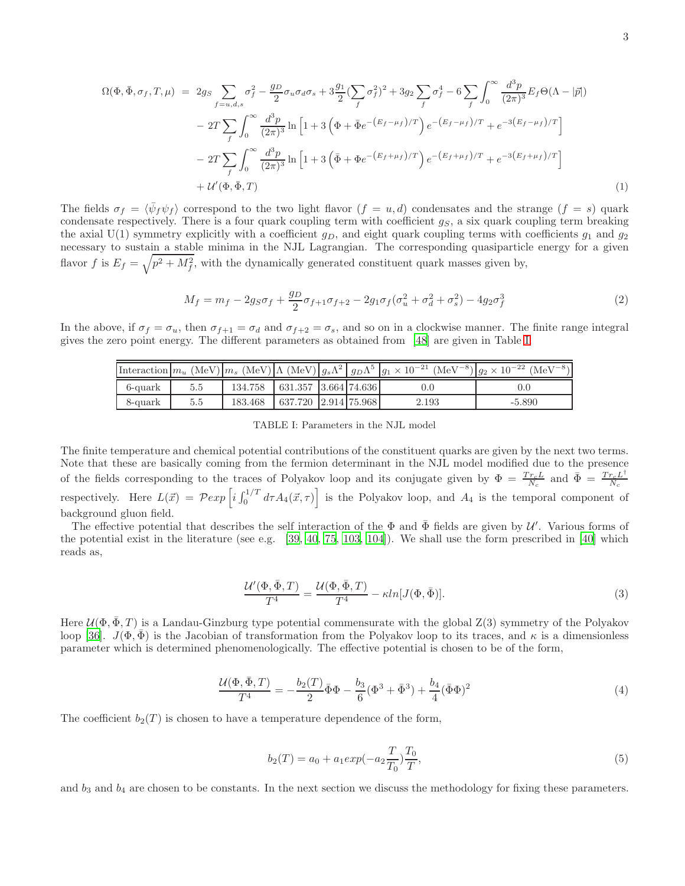$$
\begin{aligned}
\Omega(\Phi,\bar{\Phi},\sigma_f,T,\mu) \;=\;& 2g_S\sum_{f=u,d,s}\sigma_f^2-\frac{g_D}{2}\sigma_u\sigma_d\sigma_s+3\frac{g_1}{2}(\sum_f\sigma_f^2)^2+3g_2\sum_f\sigma_f^4-6\sum_f\int_0^\infty\frac{d^3p}{(2\pi)^3}E_f\Theta(\Lambda-|\vec{p}|)\\
&-2T\sum_f\int_0^\infty\frac{d^3p}{(2\pi)^3}\ln\left[1+3\left(\Phi+\bar{\Phi}e^{-\left(E_f-\mu_f\right)/T}\right)e^{-\left(E_f-\mu_f\right)/T}+e^{-3\left(E_f-\mu_f\right)/T}\right]\\
&-2T\sum_f\int_0^\infty\frac{d^3p}{(2\pi)^3}\ln\left[1+3\left(\bar{\Phi}+\Phi e^{-\left(E_f+\mu_f\right)/T}\right)e^{-\left(E_f+\mu_f\right)/T}+e^{-3\left(E_f+\mu_f\right)/T}\right]\\
&+\mathcal{U}'(\Phi,\bar{\Phi},T)
\end{aligned}
\tag{1}
$$

The fields $\sigma_f = \langle\bar{\psi}_f\psi_f\rangle$ correspond to the two light flavor ($f = u, d$) condensates and the strange ($f = s$) quark condensate respectively. There is a four quark coupling term with coefficient $g_S$, a six quark coupling term breaking the axial U(1) symmetry explicitly with a coefficient $g_D$, and eight quark coupling terms with coefficients $g_1$ and $g_2$ necessary to sustain a stable minima in the NJL Lagrangian. The corresponding quasiparticle energy for a given flavor $f$ is $E_f = \sqrt{p^2 + M_f^2}$, with the dynamically generated constituent quark masses given by,

$$
M_f = m_f - 2g_S\sigma_f + \frac{g_D}{2}\sigma_{f+1}\sigma_{f+2} - 2g_1\sigma_f(\sigma_u^2+\sigma_d^2+\sigma_s^2) - 4g_2\sigma_f^3 \tag{2}
$$

In the above, if $\sigma_f = \sigma_u$, then $\sigma_{f+1} = \sigma_d$ and $\sigma_{f+2} = \sigma_s$, and so on in a clockwise manner. The finite range integral gives the zero point energy. The different parameters as obtained from [48] are given in Table I.

| Interaction | $m_u$ (MeV) | $m_s$ (MeV) | $\Lambda$ (MeV) | $g_s\Lambda^2$ | $g_D\Lambda^5$ | $g_1\times10^{-21}$ (MeV$^{-8}$) | $g_2\times10^{-22}$ (MeV$^{-8}$) |
|---|---|---|---|---|---|---|---|
| 6-quark | 5.5 | 134.758 | 631.357 | 3.664 | 74.636 | 0.0 | 0.0 |
| 8-quark | 5.5 | 183.468 | 637.720 | 2.914 | 75.968 | 2.193 | -5.890 |

TABLE I: Parameters in the NJL model

The finite temperature and chemical potential contributions of the constituent quarks are given by the next two terms. Note that these are basically coming from the fermion determinant in the NJL model modified due to the presence of the fields corresponding to the traces of Polyakov loop and its conjugate given by $\Phi = \frac{Tr_cL}{N_c}$ and $\bar{\Phi} = \frac{Tr_cL^\dagger}{N_c}$ respectively. Here $L(\vec{x}) = \mathcal{P}exp\left[i\int_0^{1/T}d\tau A_4(\vec{x},\tau)\right]$ is the Polyakov loop, and $A_4$ is the temporal component of background gluon field.

The effective potential that describes the self interaction of the $\Phi$ and $\bar{\Phi}$ fields are given by $\mathcal{U}'$. Various forms of the potential exist in the literature (see e.g. [39, 40, 75, 103, 104]). We shall use the form prescribed in [40] which reads as,

$$
\frac{\mathcal{U}'(\Phi,\bar{\Phi},T)}{T^4} = \frac{\mathcal{U}(\Phi,\bar{\Phi},T)}{T^4} - \kappa ln[J(\Phi,\bar{\Phi})]. \tag{3}
$$

Here $\mathcal{U}(\Phi,\bar{\Phi},T)$ is a Landau-Ginzburg type potential commensurate with the global Z(3) symmetry of the Polyakov loop [36]. $J(\Phi,\bar{\Phi})$ is the Jacobian of transformation from the Polyakov loop to its traces, and $\kappa$ is a dimensionless parameter which is determined phenomenologically. The effective potential is chosen to be of the form,

$$
\frac{\mathcal{U}(\Phi,\bar{\Phi},T)}{T^4} = -\frac{b_2(T)}{2}\bar{\Phi}\Phi - \frac{b_3}{6}(\Phi^3+\bar{\Phi}^3) + \frac{b_4}{4}(\bar{\Phi}\Phi)^2 \tag{4}
$$

The coefficient $b_2(T)$ is chosen to have a temperature dependence of the form,

$$
b_2(T) = a_0 + a_1 exp(-a_2\frac{T}{T_0})\frac{T_0}{T}, \tag{5}
$$

and $b_3$ and $b_4$ are chosen to be constants. In the next section we discuss the methodology for fixing these parameters.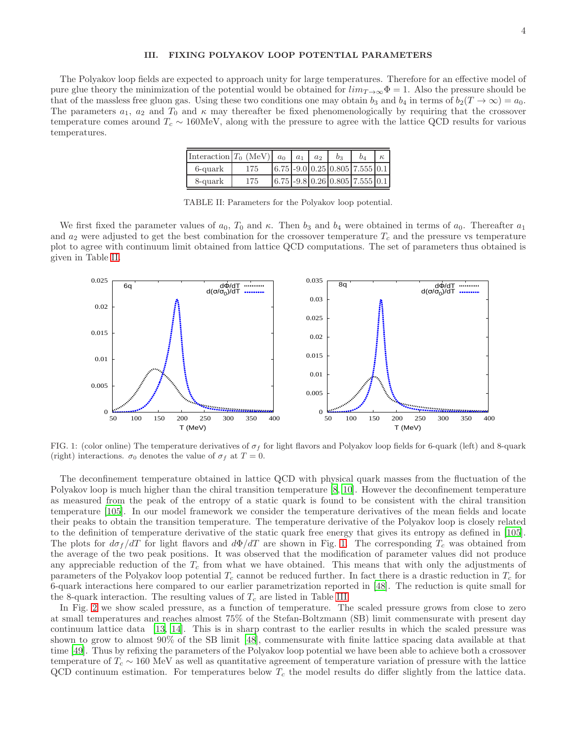## III. FIXING POLYAKOV LOOP POTENTIAL PARAMETERS

The Polyakov loop fields are expected to approach unity for large temperatures. Therefore for an effective model of pure glue theory the minimization of the potential would be obtained for $lim_{T\to\infty}\Phi = 1$. Also the pressure should be that of the massless free gluon gas. Using these two conditions one may obtain $b_3$ and $b_4$ in terms of $b_2(T \to \infty) = a_0$. The parameters $a_1$, $a_2$ and $T_0$ and $\kappa$ may thereafter be fixed phenomenologically by requiring that the crossover temperature comes around $T_c \sim 160$MeV, along with the pressure to agree with the lattice QCD results for various temperatures.

| Interaction | $T_0$ (MeV) | $a_0$ | $a_1$ | $a_2$ | $b_3$ | $b_4$ | $\kappa$ |
|---|---|---|---|---|---|---|---|
| 6-quark | 175 | 6.75 | -9.0 | 0.25 | 0.805 | 7.555 | 0.1 |
| 8-quark | 175 | 6.75 | -9.8 | 0.26 | 0.805 | 7.555 | 0.1 |

TABLE II: Parameters for the Polyakov loop potential.

We first fixed the parameter values of $a_0$, $T_0$ and $\kappa$. Then $b_3$ and $b_4$ were obtained in terms of $a_0$. Thereafter $a_1$ and $a_2$ were adjusted to get the best combination for the crossover temperature $T_c$ and the pressure vs temperature plot to agree with continuum limit obtained from lattice QCD computations. The set of parameters thus obtained is given in Table II.

FIG. 1: (color online) The temperature derivatives of $\sigma_f$ for light flavors and Polyakov loop fields for 6-quark (left) and 8-quark (right) interactions. $\sigma_0$ denotes the value of $\sigma_f$ at $T = 0$.

The deconfinement temperature obtained in lattice QCD with physical quark masses from the fluctuation of the Polyakov loop is much higher than the chiral transition temperature [8, 10]. However the deconfinement temperature as measured from the peak of the entropy of a static quark is found to be consistent with the chiral transition temperature [105]. In our model framework we consider the temperature derivatives of the mean fields and locate their peaks to obtain the transition temperature. The temperature derivative of the Polyakov loop is closely related to the definition of temperature derivative of the static quark free energy that gives its entropy as defined in [105]. The plots for $d\sigma_f/dT$ for light flavors and $d\Phi/dT$ are shown in Fig. 1. The corresponding $T_c$ was obtained from the average of the two peak positions. It was observed that the modification of parameter values did not produce any appreciable reduction of the $T_c$ from what we have obtained. This means that with only the adjustments of parameters of the Polyakov loop potential $T_c$ cannot be reduced further. In fact there is a drastic reduction in $T_c$ for 6-quark interactions here compared to our earlier parametrization reported in [48]. The reduction is quite small for the 8-quark interaction. The resulting values of $T_c$ are listed in Table III.

In Fig. 2 we show scaled pressure, as a function of temperature. The scaled pressure grows from close to zero at small temperatures and reaches almost 75% of the Stefan-Boltzmann (SB) limit commensurate with present day continuum lattice data [13, 14]. This is in sharp contrast to the earlier results in which the scaled pressure was shown to grow to almost 90% of the SB limit [48], commensurate with finite lattice spacing data available at that time [49]. Thus by refixing the parameters of the Polyakov loop potential we have been able to achieve both a crossover temperature of $T_c \sim 160$ MeV as well as quantitative agreement of temperature variation of pressure with the lattice QCD continuum estimation. For temperatures below $T_c$ the model results do differ slightly from the lattice data.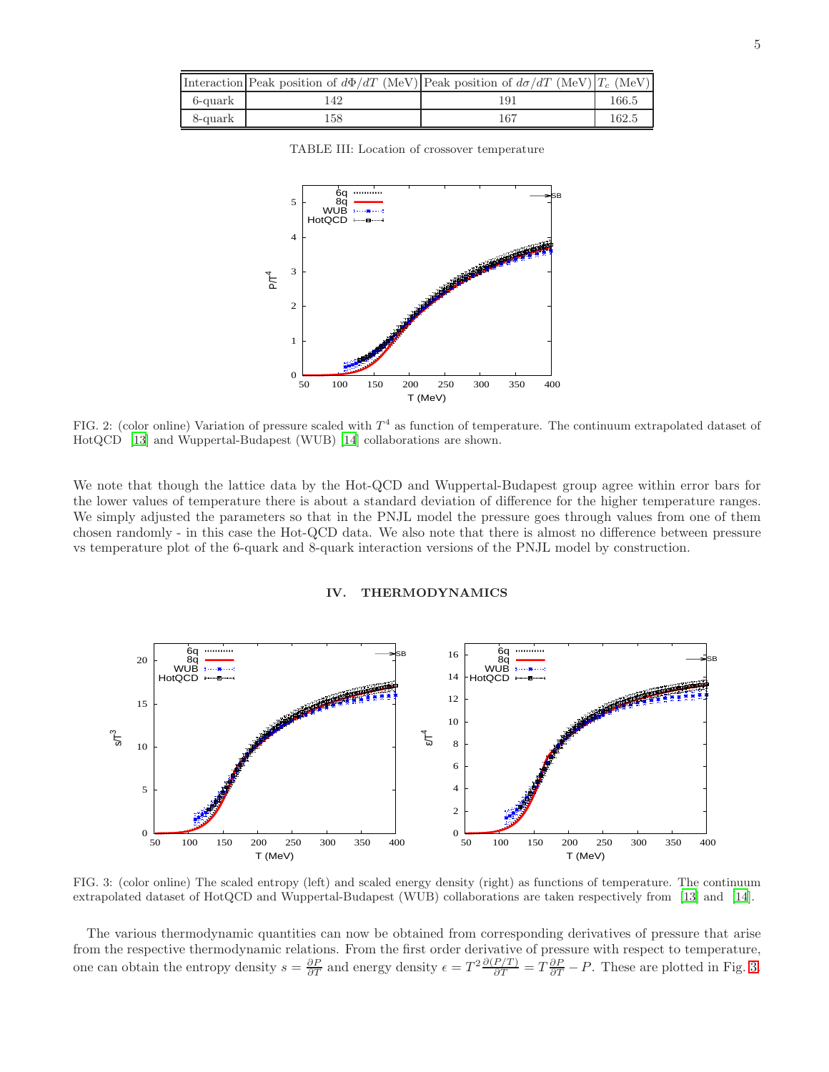| Interaction | Peak position of $d\Phi/dT$ (MeV) | Peak position of $d\sigma/dT$ (MeV) | $T_c$ (MeV) |
|---|---|---|---|
| 6-quark | 142 | 191 | 166.5 |
| 8-quark | 158 | 167 | 162.5 |

TABLE III: Location of crossover temperature

FIG. 2: (color online) Variation of pressure scaled with $T^4$ as function of temperature. The continuum extrapolated dataset of HotQCD [13] and Wuppertal-Budapest (WUB) [14] collaborations are shown.

We note that though the lattice data by the Hot-QCD and Wuppertal-Budapest group agree within error bars for the lower values of temperature there is about a standard deviation of difference for the higher temperature ranges. We simply adjusted the parameters so that in the PNJL model the pressure goes through values from one of them chosen randomly - in this case the Hot-QCD data. We also note that there is almost no difference between pressure vs temperature plot of the 6-quark and 8-quark interaction versions of the PNJL model by construction.

## IV. THERMODYNAMICS

FIG. 3: (color online) The scaled entropy (left) and scaled energy density (right) as functions of temperature. The continuum extrapolated dataset of HotQCD and Wuppertal-Budapest (WUB) collaborations are taken respectively from [13] and [14].

The various thermodynamic quantities can now be obtained from corresponding derivatives of pressure that arise from the respective thermodynamic relations. From the first order derivative of pressure with respect to temperature, one can obtain the entropy density $s = \frac{\partial P}{\partial T}$ and energy density $\epsilon = T^2 \frac{\partial (P/T)}{\partial T} = T \frac{\partial P}{\partial T} - P$. These are plotted in Fig. 3.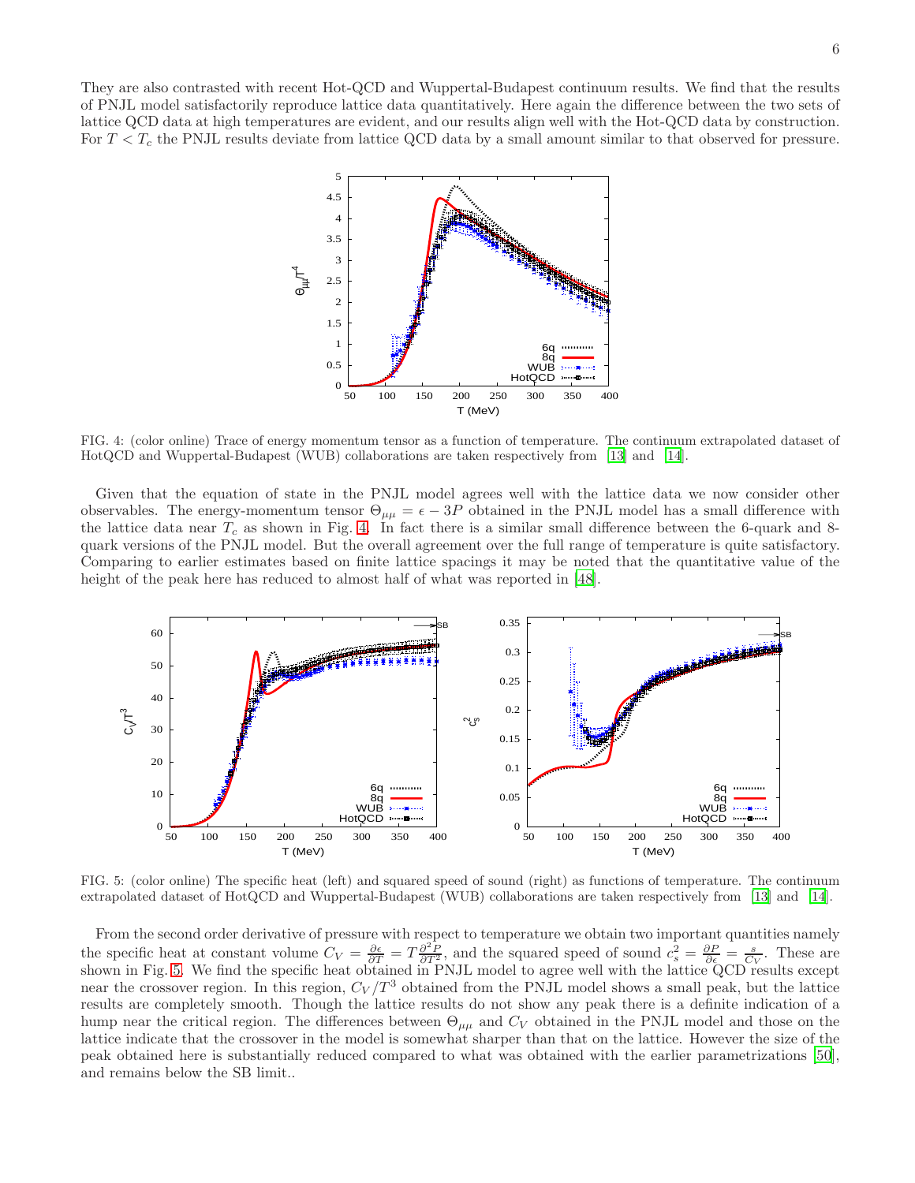They are also contrasted with recent Hot-QCD and Wuppertal-Budapest continuum results. We find that the results of PNJL model satisfactorily reproduce lattice data quantitatively. Here again the difference between the two sets of lattice QCD data at high temperatures are evident, and our results align well with the Hot-QCD data by construction. For $T < T_c$ the PNJL results deviate from lattice QCD data by a small amount similar to that observed for pressure.

FIG. 4: (color online) Trace of energy momentum tensor as a function of temperature. The continuum extrapolated dataset of HotQCD and Wuppertal-Budapest (WUB) collaborations are taken respectively from [13] and [14].

Given that the equation of state in the PNJL model agrees well with the lattice data we now consider other observables. The energy-momentum tensor $\Theta_{\mu\mu} = \epsilon - 3P$ obtained in the PNJL model has a small difference with the lattice data near $T_c$ as shown in Fig. 4. In fact there is a similar small difference between the 6-quark and 8-quark versions of the PNJL model. But the overall agreement over the full range of temperature is quite satisfactory. Comparing to earlier estimates based on finite lattice spacings it may be noted that the quantitative value of the height of the peak here has reduced to almost half of what was reported in [48].

FIG. 5: (color online) The specific heat (left) and squared speed of sound (right) as functions of temperature. The continuum extrapolated dataset of HotQCD and Wuppertal-Budapest (WUB) collaborations are taken respectively from [13] and [14].

From the second order derivative of pressure with respect to temperature we obtain two important quantities namely the specific heat at constant volume $C_V = \frac{\partial \epsilon}{\partial T} = T\frac{\partial^2 P}{\partial T^2}$, and the squared speed of sound $c_s^2 = \frac{\partial P}{\partial \epsilon} = \frac{s}{C_V}$. These are shown in Fig. 5. We find the specific heat obtained in PNJL model to agree well with the lattice QCD results except near the crossover region. In this region, $C_V/T^3$ obtained from the PNJL model shows a small peak, but the lattice results are completely smooth. Though the lattice results do not show any peak there is a definite indication of a hump near the critical region. The differences between $\Theta_{\mu\mu}$ and $C_V$ obtained in the PNJL model and those on the lattice indicate that the crossover in the model is somewhat sharper than that on the lattice. However the size of the peak obtained here is substantially reduced compared to what was obtained with the earlier parametrizations [50], and remains below the SB limit..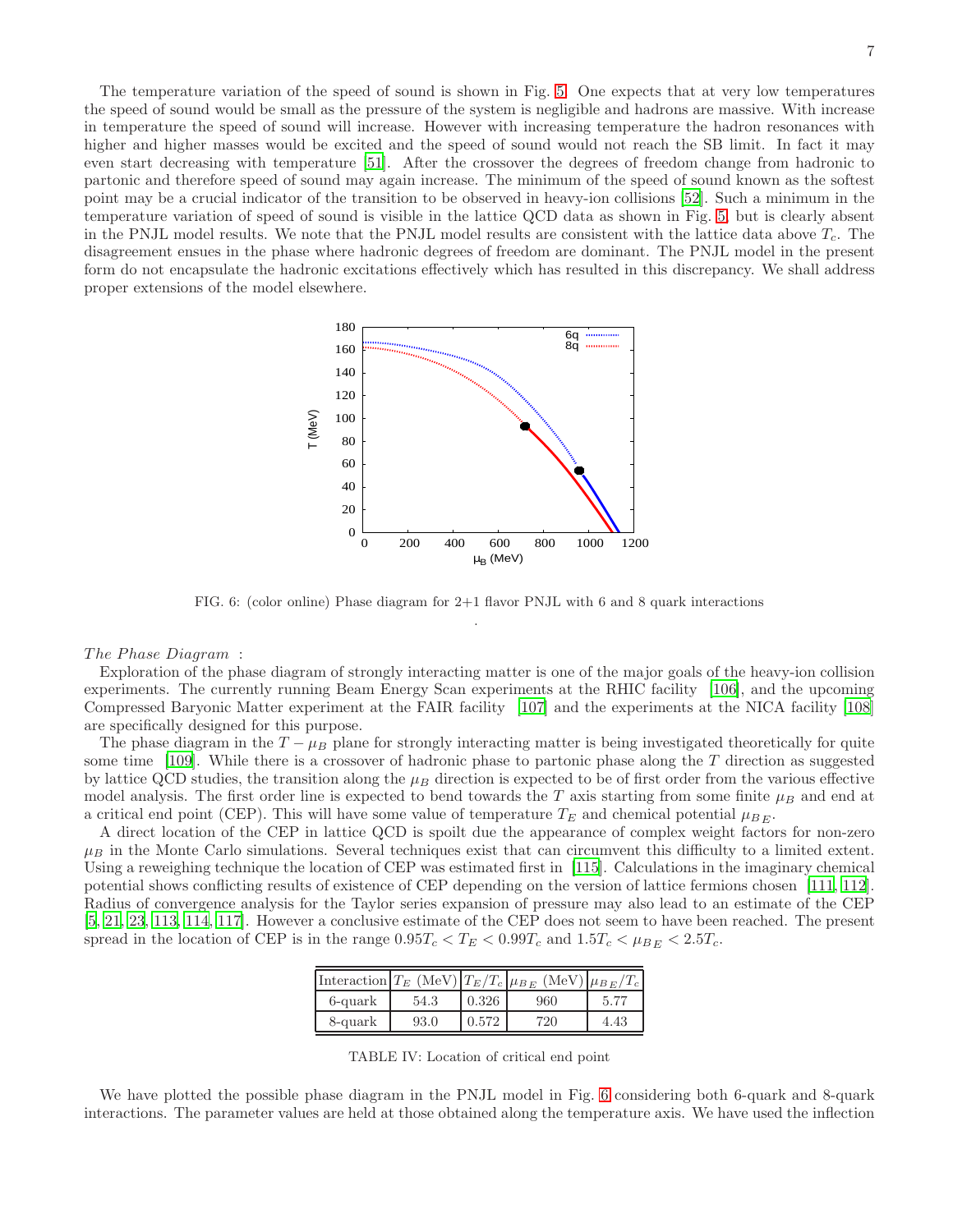The temperature variation of the speed of sound is shown in Fig. 5. One expects that at very low temperatures the speed of sound would be small as the pressure of the system is negligible and hadrons are massive. With increase in temperature the speed of sound will increase. However with increasing temperature the hadron resonances with higher and higher masses would be excited and the speed of sound would not reach the SB limit. In fact it may even start decreasing with temperature [51]. After the crossover the degrees of freedom change from hadronic to partonic and therefore speed of sound may again increase. The minimum of the speed of sound known as the softest point may be a crucial indicator of the transition to be observed in heavy-ion collisions [52]. Such a minimum in the temperature variation of speed of sound is visible in the lattice QCD data as shown in Fig. 5, but is clearly absent in the PNJL model results. We note that the PNJL model results are consistent with the lattice data above $T_c$. The disagreement ensues in the phase where hadronic degrees of freedom are dominant. The PNJL model in the present form do not encapsulate the hadronic excitations effectively which has resulted in this discrepancy. We shall address proper extensions of the model elsewhere.

FIG. 6: (color online) Phase diagram for 2+1 flavor PNJL with 6 and 8 quark interactions

*The Phase Diagram* :

Exploration of the phase diagram of strongly interacting matter is one of the major goals of the heavy-ion collision experiments. The currently running Beam Energy Scan experiments at the RHIC facility [106], and the upcoming Compressed Baryonic Matter experiment at the FAIR facility [107] and the experiments at the NICA facility [108] are specifically designed for this purpose.

The phase diagram in the $T-\mu_B$ plane for strongly interacting matter is being investigated theoretically for quite some time [109]. While there is a crossover of hadronic phase to partonic phase along the $T$ direction as suggested by lattice QCD studies, the transition along the $\mu_B$ direction is expected to be of first order from the various effective model analysis. The first order line is expected to bend towards the $T$ axis starting from some finite $\mu_B$ and end at a critical end point (CEP). This will have some value of temperature $T_E$ and chemical potential $\mu_{BE}$.

A direct location of the CEP in lattice QCD is spoilt due the appearance of complex weight factors for non-zero $\mu_B$ in the Monte Carlo simulations. Several techniques exist that can circumvent this difficulty to a limited extent. Using a reweighing technique the location of CEP was estimated first in [115]. Calculations in the imaginary chemical potential shows conflicting results of existence of CEP depending on the version of lattice fermions chosen [111, 112]. Radius of convergence analysis for the Taylor series expansion of pressure may also lead to an estimate of the CEP [5, 21, 23, 113, 114, 117]. However a conclusive estimate of the CEP does not seem to have been reached. The present spread in the location of CEP is in the range $0.95T_c < T_E < 0.99T_c$ and $1.5T_c < \mu_{BE} < 2.5T_c$.

| Interaction | $T_E$ (MeV) | $T_E/T_c$ | $\mu_{BE}$ (MeV) | $\mu_{BE}/T_c$ |
|---|---|---|---|---|
| 6-quark | 54.3 | 0.326 | 960 | 5.77 |
| 8-quark | 93.0 | 0.572 | 720 | 4.43 |

TABLE IV: Location of critical end point

We have plotted the possible phase diagram in the PNJL model in Fig. 6 considering both 6-quark and 8-quark interactions. The parameter values are held at those obtained along the temperature axis. We have used the inflection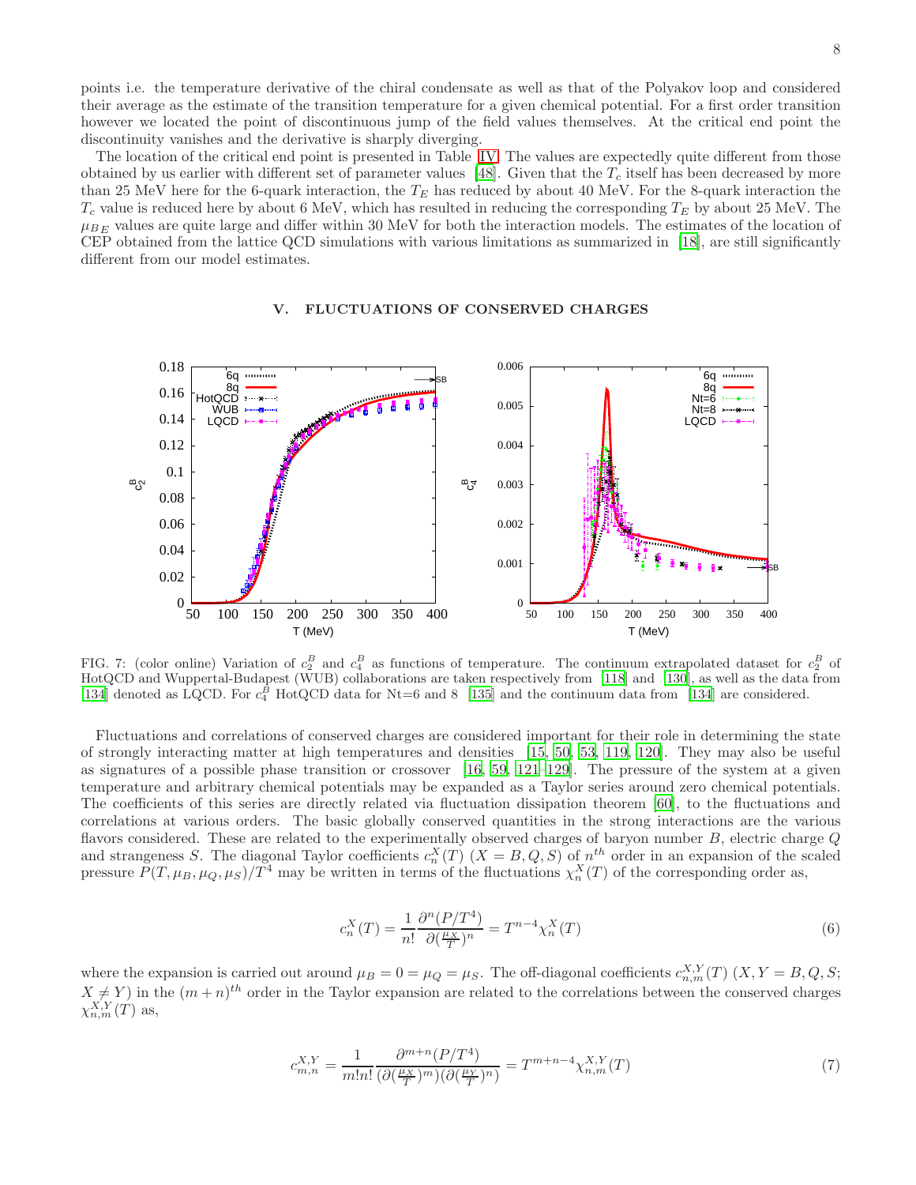points i.e. the temperature derivative of the chiral condensate as well as that of the Polyakov loop and considered their average as the estimate of the transition temperature for a given chemical potential. For a first order transition however we located the point of discontinuous jump of the field values themselves. At the critical end point the discontinuity vanishes and the derivative is sharply diverging.

The location of the critical end point is presented in Table IV. The values are expectedly quite different from those obtained by us earlier with different set of parameter values [48]. Given that the $T_c$ itself has been decreased by more than 25 MeV here for the 6-quark interaction, the $T_E$ has reduced by about 40 MeV. For the 8-quark interaction the $T_c$ value is reduced here by about 6 MeV, which has resulted in reducing the corresponding $T_E$ by about 25 MeV. The $\mu_{BE}$ values are quite large and differ within 30 MeV for both the interaction models. The estimates of the location of CEP obtained from the lattice QCD simulations with various limitations as summarized in [18], are still significantly different from our model estimates.

## V. FLUCTUATIONS OF CONSERVED CHARGES

FIG. 7: (color online) Variation of $c_2^B$ and $c_4^B$ as functions of temperature. The continuum extrapolated dataset for $c_2^B$ of HotQCD and Wuppertal-Budapest (WUB) collaborations are taken respectively from [118] and [130], as well as the data from [134] denoted as LQCD. For $c_4^B$ HotQCD data for Nt=6 and 8 [135] and the continuum data from [134] are considered.

Fluctuations and correlations of conserved charges are considered important for their role in determining the state of strongly interacting matter at high temperatures and densities [15, 50, 53, 119, 120]. They may also be useful as signatures of a possible phase transition or crossover [16, 59, 121–129]. The pressure of the system at a given temperature and arbitrary chemical potentials may be expanded as a Taylor series around zero chemical potentials. The coefficients of this series are directly related via fluctuation dissipation theorem [60], to the fluctuations and correlations at various orders. The basic globally conserved quantities in the strong interactions are the various flavors considered. These are related to the experimentally observed charges of baryon number $B$, electric charge $Q$ and strangeness $S$. The diagonal Taylor coefficients $c_n^X(T)$ $(X = B, Q, S)$ of $n^{th}$ order in an expansion of the scaled pressure $P(T, \mu_B, \mu_Q, \mu_S)/T^4$ may be written in terms of the fluctuations $\chi_n^X(T)$ of the corresponding order as,

$$c_n^X(T) = \frac{1}{n!}\frac{\partial^n(P/T^4)}{\partial(\frac{\mu_X}{T})^n} = T^{n-4}\chi_n^X(T) \tag{6}$$

where the expansion is carried out around $\mu_B = 0 = \mu_Q = \mu_S$. The off-diagonal coefficients $c_{n,m}^{X,Y}(T)$ $(X, Y = B, Q, S;$ $X \neq Y)$ in the $(m+n)^{th}$ order in the Taylor expansion are related to the correlations between the conserved charges $\chi_{n,m}^{X,Y}(T)$ as,

$$c_{m,n}^{X,Y} = \frac{1}{m!n!}\frac{\partial^{m+n}(P/T^4)}{(\partial(\frac{\mu_X}{T})^m)(\partial(\frac{\mu_Y}{T})^n)} = T^{m+n-4}\chi_{n,m}^{X,Y}(T) \tag{7}$$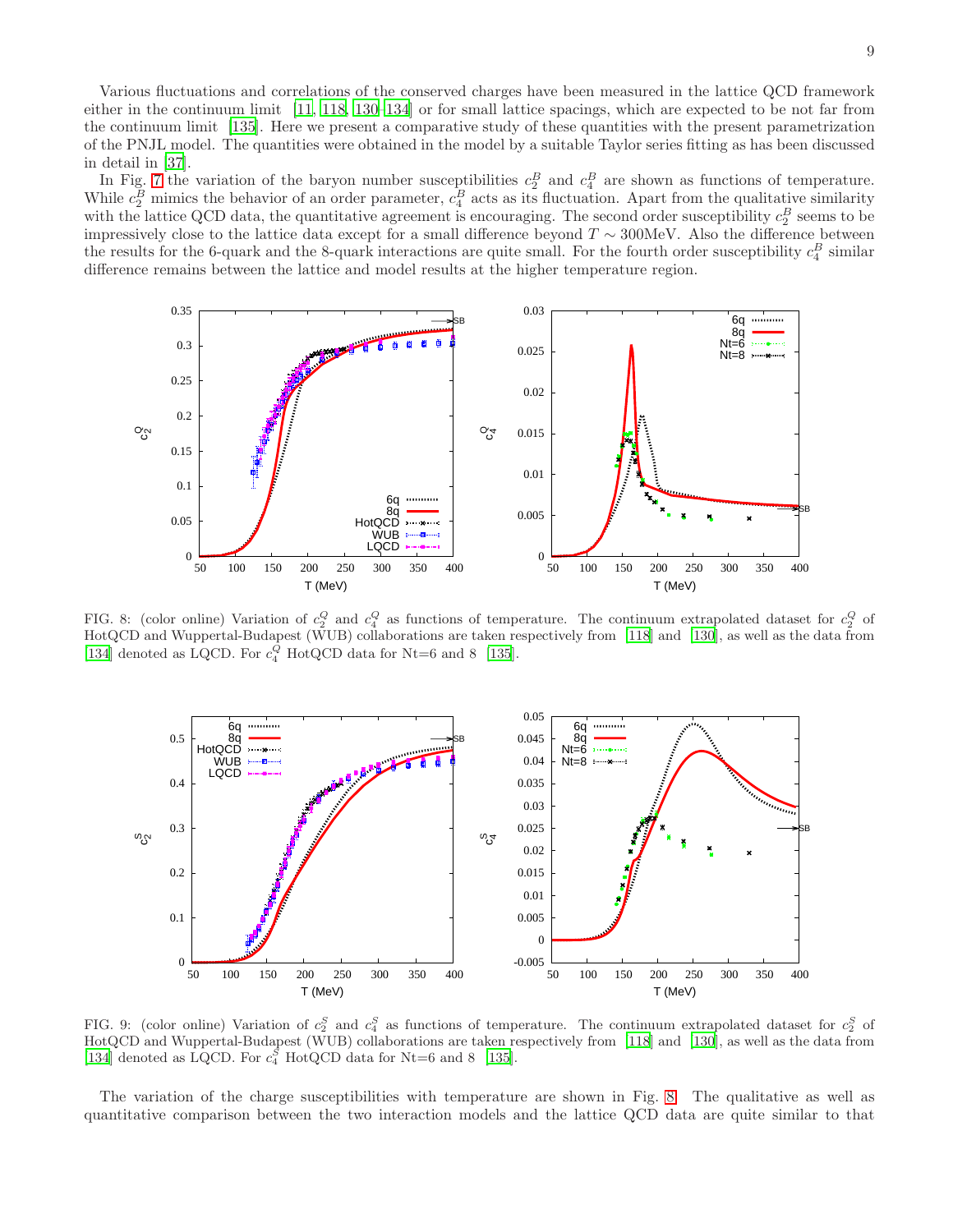Various fluctuations and correlations of the conserved charges have been measured in the lattice QCD framework either in the continuum limit [11, 118, 130–134] or for small lattice spacings, which are expected to be not far from the continuum limit [135]. Here we present a comparative study of these quantities with the present parametrization of the PNJL model. The quantities were obtained in the model by a suitable Taylor series fitting as has been discussed in detail in [37].

In Fig. 7 the variation of the baryon number susceptibilities $c_2^B$ and $c_4^B$ are shown as functions of temperature. While $c_2^B$ mimics the behavior of an order parameter, $c_4^B$ acts as its fluctuation. Apart from the qualitative similarity with the lattice QCD data, the quantitative agreement is encouraging. The second order susceptibility $c_2^B$ seems to be impressively close to the lattice data except for a small difference beyond $T \sim 300$MeV. Also the difference between the results for the 6-quark and the 8-quark interactions are quite small. For the fourth order susceptibility $c_4^B$ similar difference remains between the lattice and model results at the higher temperature region.

FIG. 8: (color online) Variation of $c_2^Q$ and $c_4^Q$ as functions of temperature. The continuum extrapolated dataset for $c_2^Q$ of HotQCD and Wuppertal-Budapest (WUB) collaborations are taken respectively from [118] and [130], as well as the data from [134] denoted as LQCD. For $c_4^Q$ HotQCD data for Nt=6 and 8 [135].

FIG. 9: (color online) Variation of $c_2^S$ and $c_4^S$ as functions of temperature. The continuum extrapolated dataset for $c_2^S$ of HotQCD and Wuppertal-Budapest (WUB) collaborations are taken respectively from [118] and [130], as well as the data from [134] denoted as LQCD. For $c_4^S$ HotQCD data for Nt=6 and 8 [135].

The variation of the charge susceptibilities with temperature are shown in Fig. 8. The qualitative as well as quantitative comparison between the two interaction models and the lattice QCD data are quite similar to that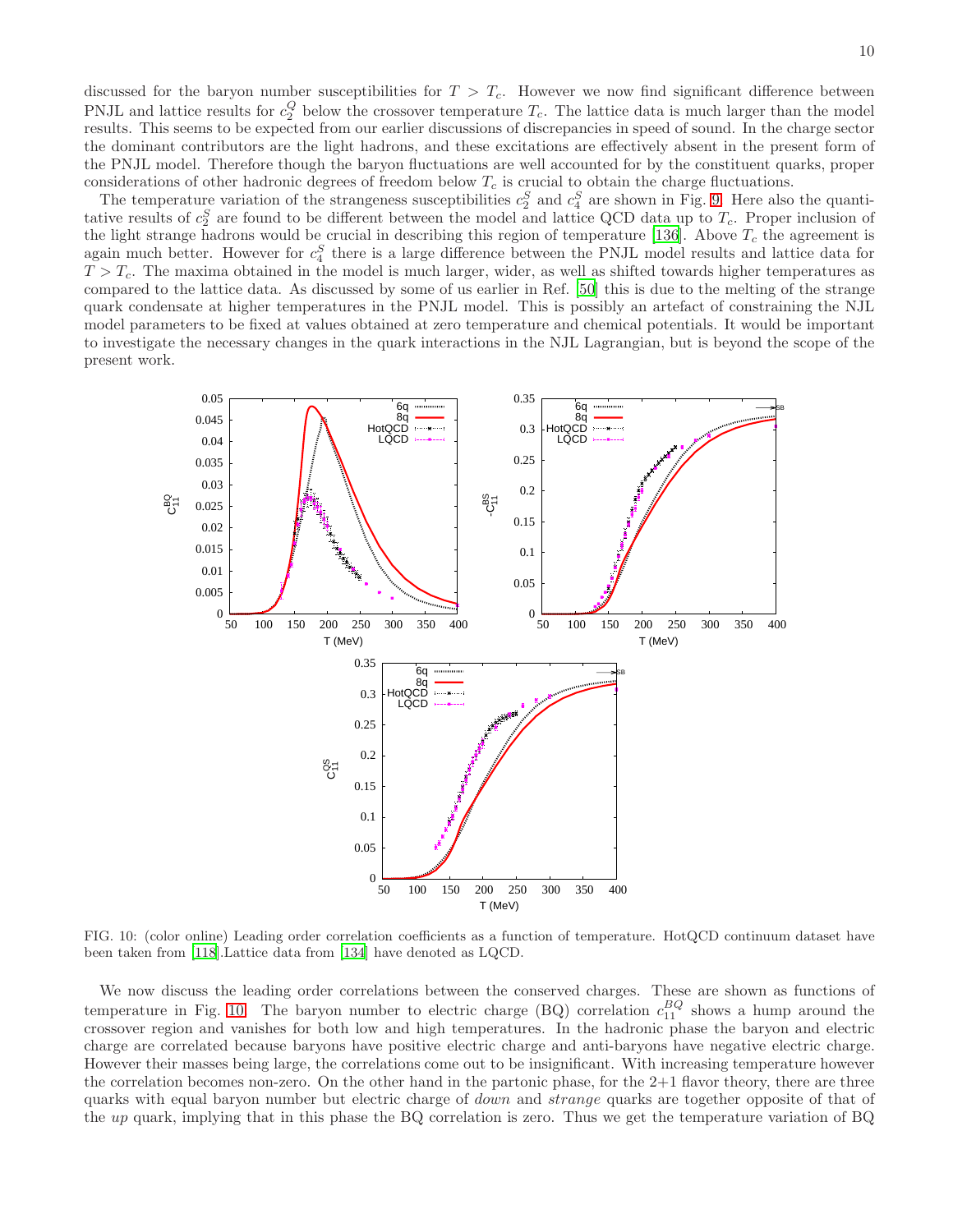discussed for the baryon number susceptibilities for $T > T_c$. However we now find significant difference between PNJL and lattice results for $c_2^Q$ below the crossover temperature $T_c$. The lattice data is much larger than the model results. This seems to be expected from our earlier discussions of discrepancies in speed of sound. In the charge sector the dominant contributors are the light hadrons, and these excitations are effectively absent in the present form of the PNJL model. Therefore though the baryon fluctuations are well accounted for by the constituent quarks, proper considerations of other hadronic degrees of freedom below $T_c$ is crucial to obtain the charge fluctuations.

The temperature variation of the strangeness susceptibilities $c_2^S$ and $c_4^S$ are shown in Fig. 9. Here also the quantitative results of $c_2^S$ are found to be different between the model and lattice QCD data up to $T_c$. Proper inclusion of the light strange hadrons would be crucial in describing this region of temperature [136]. Above $T_c$ the agreement is again much better. However for $c_4^S$ there is a large difference between the PNJL model results and lattice data for $T > T_c$. The maxima obtained in the model is much larger, wider, as well as shifted towards higher temperatures as compared to the lattice data. As discussed by some of us earlier in Ref. [50] this is due to the melting of the strange quark condensate at higher temperatures in the PNJL model. This is possibly an artefact of constraining the NJL model parameters to be fixed at values obtained at zero temperature and chemical potentials. It would be important to investigate the necessary changes in the quark interactions in the NJL Lagrangian, but is beyond the scope of the present work.

FIG. 10: (color online) Leading order correlation coefficients as a function of temperature. HotQCD continuum dataset have been taken from [118].Lattice data from [134] have denoted as LQCD.

We now discuss the leading order correlations between the conserved charges. These are shown as functions of temperature in Fig. 10. The baryon number to electric charge (BQ) correlation $c_{11}^{BQ}$ shows a hump around the crossover region and vanishes for both low and high temperatures. In the hadronic phase the baryon and electric charge are correlated because baryons have positive electric charge and anti-baryons have negative electric charge. However their masses being large, the correlations come out to be insignificant. With increasing temperature however the correlation becomes non-zero. On the other hand in the partonic phase, for the 2+1 flavor theory, there are three quarks with equal baryon number but electric charge of *down* and *strange* quarks are together opposite of that of the *up* quark, implying that in this phase the BQ correlation is zero. Thus we get the temperature variation of BQ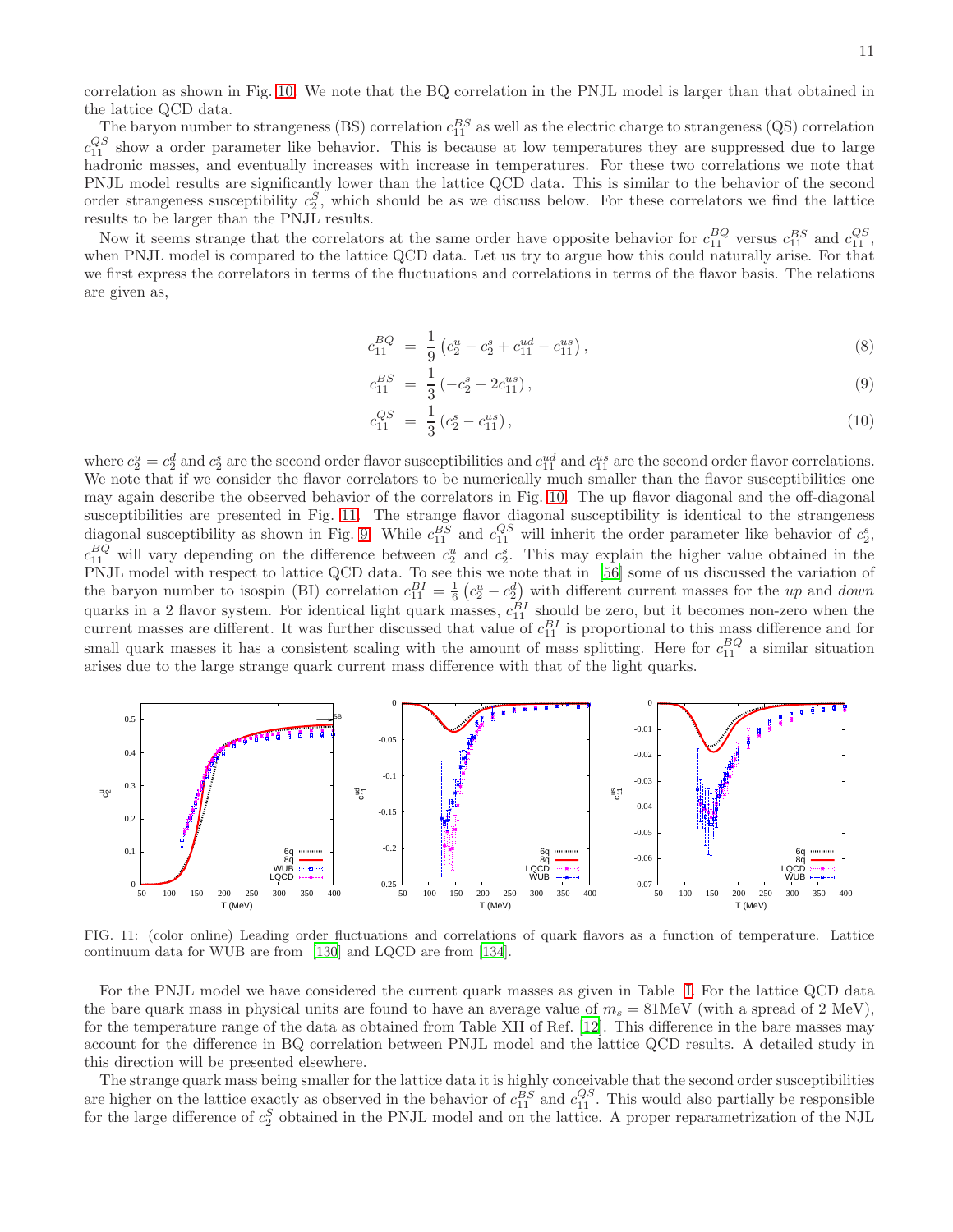correlation as shown in Fig. 10. We note that the BQ correlation in the PNJL model is larger than that obtained in the lattice QCD data.

The baryon number to strangeness (BS) correlation $c_{11}^{BS}$ as well as the electric charge to strangeness (QS) correlation $c_{11}^{QS}$ show a order parameter like behavior. This is because at low temperatures they are suppressed due to large hadronic masses, and eventually increases with increase in temperatures. For these two correlations we note that PNJL model results are significantly lower than the lattice QCD data. This is similar to the behavior of the second order strangeness susceptibility $c_2^S$, which should be as we discuss below. For these correlators we find the lattice results to be larger than the PNJL results.

Now it seems strange that the correlators at the same order have opposite behavior for $c_{11}^{BQ}$ versus $c_{11}^{BS}$ and $c_{11}^{QS}$, when PNJL model is compared to the lattice QCD data. Let us try to argue how this could naturally arise. For that we first express the correlators in terms of the fluctuations and correlations in terms of the flavor basis. The relations are given as,

$$c_{11}^{BQ} = \frac{1}{9}\left(c_2^u - c_2^s + c_{11}^{ud} - c_{11}^{us}\right), \tag{8}$$

$$c_{11}^{BS} = \frac{1}{3}\left(-c_2^s - 2c_{11}^{us}\right), \tag{9}$$

$$c_{11}^{QS} = \frac{1}{3}\left(c_2^s - c_{11}^{us}\right), \tag{10}$$

where $c_2^u = c_2^d$ and $c_2^s$ are the second order flavor susceptibilities and $c_{11}^{ud}$ and $c_{11}^{us}$ are the second order flavor correlations. We note that if we consider the flavor correlators to be numerically much smaller than the flavor susceptibilities one may again describe the observed behavior of the correlators in Fig. 10. The up flavor diagonal and the off-diagonal susceptibilities are presented in Fig. 11. The strange flavor diagonal susceptibility is identical to the strangeness diagonal susceptibility as shown in Fig. 9. While $c_{11}^{BS}$ and $c_{11}^{QS}$ will inherit the order parameter like behavior of $c_2^s$, $c_{11}^{BQ}$ will vary depending on the difference between $c_2^u$ and $c_2^s$. This may explain the higher value obtained in the PNJL model with respect to lattice QCD data. To see this we note that in [56] some of us discussed the variation of the baryon number to isospin (BI) correlation $c_{11}^{BI} = \frac{1}{6}\left(c_2^u - c_2^d\right)$ with different current masses for the *up* and *down* quarks in a 2 flavor system. For identical light quark masses, $c_{11}^{BI}$ should be zero, but it becomes non-zero when the current masses are different. It was further discussed that value of $c_{11}^{BI}$ is proportional to this mass difference and for small quark masses it has a consistent scaling with the amount of mass splitting. Here for $c_{11}^{BQ}$ a similar situation arises due to the large strange quark current mass difference with that of the light quarks.

FIG. 11: (color online) Leading order fluctuations and correlations of quark flavors as a function of temperature. Lattice continuum data for WUB are from [130] and LQCD are from [134].

For the PNJL model we have considered the current quark masses as given in Table I. For the lattice QCD data the bare quark mass in physical units are found to have an average value of $m_s = 81$MeV (with a spread of 2 MeV), for the temperature range of the data as obtained from Table XII of Ref. [12]. This difference in the bare masses may account for the difference in BQ correlation between PNJL model and the lattice QCD results. A detailed study in this direction will be presented elsewhere.

The strange quark mass being smaller for the lattice data it is highly conceivable that the second order susceptibilities are higher on the lattice exactly as observed in the behavior of $c_{11}^{BS}$ and $c_{11}^{QS}$. This would also partially be responsible for the large difference of $c_2^S$ obtained in the PNJL model and on the lattice. A proper reparametrization of the NJL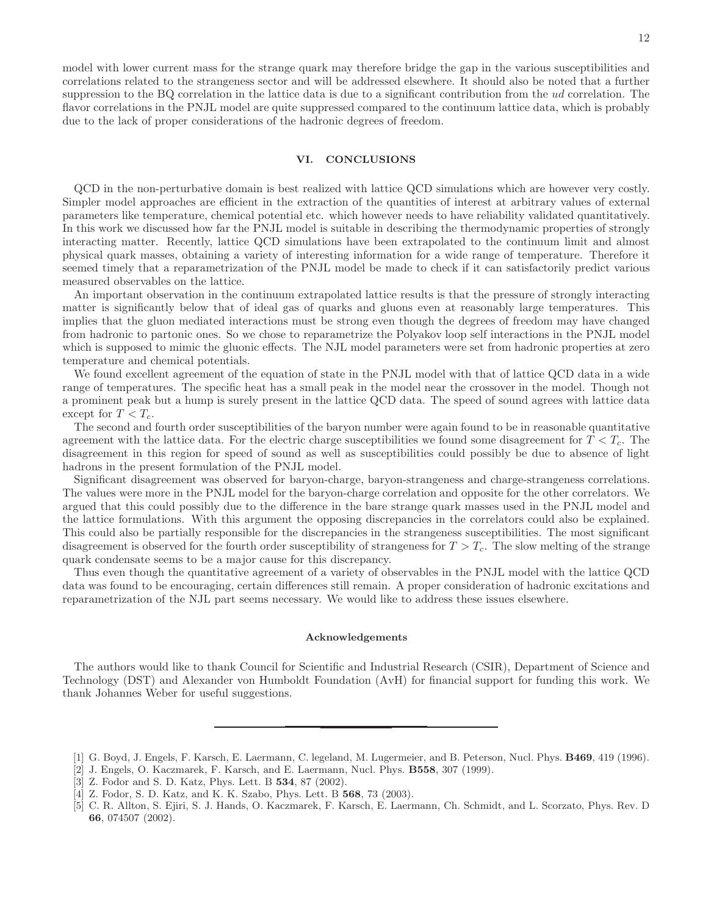model with lower current mass for the strange quark may therefore bridge the gap in the various susceptibilities and correlations related to the strangeness sector and will be addressed elsewhere. It should also be noted that a further suppression to the BQ correlation in the lattice data is due to a significant contribution from the $ud$ correlation. The flavor correlations in the PNJL model are quite suppressed compared to the continuum lattice data, which is probably due to the lack of proper considerations of the hadronic degrees of freedom.

## VI. CONCLUSIONS

QCD in the non-perturbative domain is best realized with lattice QCD simulations which are however very costly. Simpler model approaches are efficient in the extraction of the quantities of interest at arbitrary values of external parameters like temperature, chemical potential etc. which however needs to have reliability validated quantitatively. In this work we discussed how far the PNJL model is suitable in describing the thermodynamic properties of strongly interacting matter. Recently, lattice QCD simulations have been extrapolated to the continuum limit and almost physical quark masses, obtaining a variety of interesting information for a wide range of temperature. Therefore it seemed timely that a reparametrization of the PNJL model be made to check if it can satisfactorily predict various measured observables on the lattice.

An important observation in the continuum extrapolated lattice results is that the pressure of strongly interacting matter is significantly below that of ideal gas of quarks and gluons even at reasonably large temperatures. This implies that the gluon mediated interactions must be strong even though the degrees of freedom may have changed from hadronic to partonic ones. So we chose to reparametrize the Polyakov loop self interactions in the PNJL model which is supposed to mimic the gluonic effects. The NJL model parameters were set from hadronic properties at zero temperature and chemical potentials.

We found excellent agreement of the equation of state in the PNJL model with that of lattice QCD data in a wide range of temperatures. The specific heat has a small peak in the model near the crossover in the model. Though not a prominent peak but a hump is surely present in the lattice QCD data. The speed of sound agrees with lattice data except for $T < T_c$.

The second and fourth order susceptibilities of the baryon number were again found to be in reasonable quantitative agreement with the lattice data. For the electric charge susceptibilities we found some disagreement for $T < T_c$. The disagreement in this region for speed of sound as well as susceptibilities could possibly be due to absence of light hadrons in the present formulation of the PNJL model.

Significant disagreement was observed for baryon-charge, baryon-strangeness and charge-strangeness correlations. The values were more in the PNJL model for the baryon-charge correlation and opposite for the other correlators. We argued that this could possibly due to the difference in the bare strange quark masses used in the PNJL model and the lattice formulations. With this argument the opposing discrepancies in the correlators could also be explained. This could also be partially responsible for the discrepancies in the strangeness susceptibilities. The most significant disagreement is observed for the fourth order susceptibility of strangeness for $T > T_c$. The slow melting of the strange quark condensate seems to be a major cause for this discrepancy.

Thus even though the quantitative agreement of a variety of observables in the PNJL model with the lattice QCD data was found to be encouraging, certain differences still remain. A proper consideration of hadronic excitations and reparametrization of the NJL part seems necessary. We would like to address these issues elsewhere.

### Acknowledgements

The authors would like to thank Council for Scientific and Industrial Research (CSIR), Department of Science and Technology (DST) and Alexander von Humboldt Foundation (AvH) for financial support for funding this work. We thank Johannes Weber for useful suggestions.

---

[1] G. Boyd, J. Engels, F. Karsch, E. Laermann, C. legeland, M. Lugermeier, and B. Peterson, Nucl. Phys. **B469**, 419 (1996).

[2] J. Engels, O. Kaczmarek, F. Karsch, and E. Laermann, Nucl. Phys. **B558**, 307 (1999).

[3] Z. Fodor and S. D. Katz, Phys. Lett. B **534**, 87 (2002).

[4] Z. Fodor, S. D. Katz, and K. K. Szabo, Phys. Lett. B **568**, 73 (2003).

[5] C. R. Allton, S. Ejiri, S. J. Hands, O. Kaczmarek, F. Karsch, E. Laermann, Ch. Schmidt, and L. Scorzato, Phys. Rev. D **66**, 074507 (2002).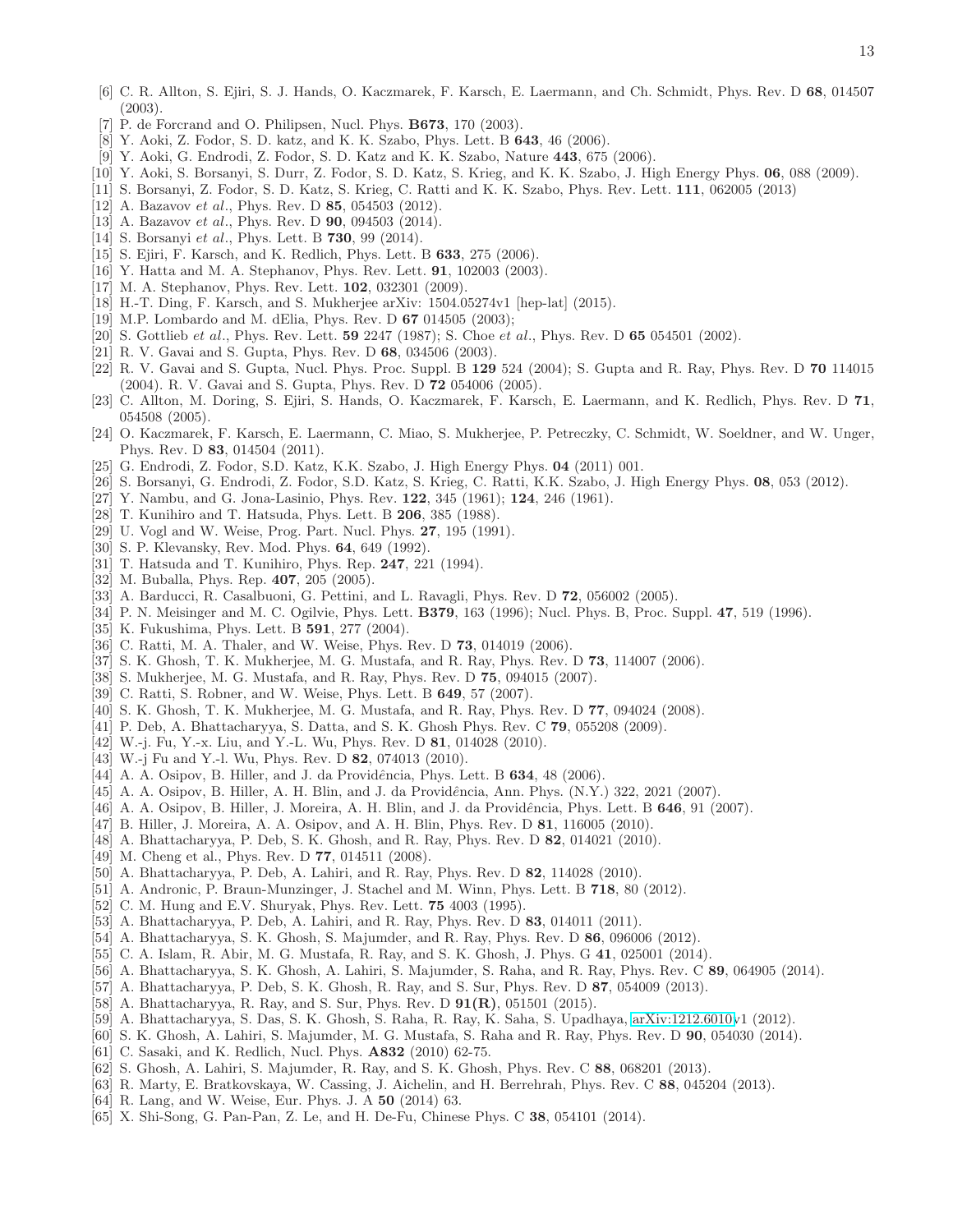[6] C. R. Allton, S. Ejiri, S. J. Hands, O. Kaczmarek, F. Karsch, E. Laermann, and Ch. Schmidt, Phys. Rev. D **68**, 014507 (2003).

[7] P. de Forcrand and O. Philipsen, Nucl. Phys. **B673**, 170 (2003).

[8] Y. Aoki, Z. Fodor, S. D. katz, and K. K. Szabo, Phys. Lett. B **643**, 46 (2006).

[9] Y. Aoki, G. Endrodi, Z. Fodor, S. D. Katz and K. K. Szabo, Nature **443**, 675 (2006).

[10] Y. Aoki, S. Borsanyi, S. Durr, Z. Fodor, S. D. Katz, S. Krieg, and K. K. Szabo, J. High Energy Phys. **06**, 088 (2009).

[11] S. Borsanyi, Z. Fodor, S. D. Katz, S. Krieg, C. Ratti and K. K. Szabo, Phys. Rev. Lett. **111**, 062005 (2013)

[12] A. Bazavov *et al.*, Phys. Rev. D **85**, 054503 (2012).

[13] A. Bazavov *et al.*, Phys. Rev. D **90**, 094503 (2014).

[14] S. Borsanyi *et al.*, Phys. Lett. B **730**, 99 (2014).

[15] S. Ejiri, F. Karsch, and K. Redlich, Phys. Lett. B **633**, 275 (2006).

[16] Y. Hatta and M. A. Stephanov, Phys. Rev. Lett. **91**, 102003 (2003).

[17] M. A. Stephanov, Phys. Rev. Lett. **102**, 032301 (2009).

[18] H.-T. Ding, F. Karsch, and S. Mukherjee arXiv: 1504.05274v1 [hep-lat] (2015).

[19] M.P. Lombardo and M. dElia, Phys. Rev. D **67** 014505 (2003);

[20] S. Gottlieb *et al.*, Phys. Rev. Lett. **59** 2247 (1987); S. Choe *et al.*, Phys. Rev. D **65** 054501 (2002).

[21] R. V. Gavai and S. Gupta, Phys. Rev. D **68**, 034506 (2003).

[22] R. V. Gavai and S. Gupta, Nucl. Phys. Proc. Suppl. B **129** 524 (2004); S. Gupta and R. Ray, Phys. Rev. D **70** 114015 (2004). R. V. Gavai and S. Gupta, Phys. Rev. D **72** 054006 (2005).

[23] C. Allton, M. Doring, S. Ejiri, S. Hands, O. Kaczmarek, F. Karsch, E. Laermann, and K. Redlich, Phys. Rev. D **71**, 054508 (2005).

[24] O. Kaczmarek, F. Karsch, E. Laermann, C. Miao, S. Mukherjee, P. Petreczky, C. Schmidt, W. Soeldner, and W. Unger, Phys. Rev. D **83**, 014504 (2011).

[25] G. Endrodi, Z. Fodor, S.D. Katz, K.K. Szabo, J. High Energy Phys. **04** (2011) 001.

[26] S. Borsanyi, G. Endrodi, Z. Fodor, S.D. Katz, S. Krieg, C. Ratti, K.K. Szabo, J. High Energy Phys. **08**, 053 (2012).

[27] Y. Nambu, and G. Jona-Lasinio, Phys. Rev. **122**, 345 (1961); **124**, 246 (1961).

[28] T. Kunihiro and T. Hatsuda, Phys. Lett. B **206**, 385 (1988).

[29] U. Vogl and W. Weise, Prog. Part. Nucl. Phys. **27**, 195 (1991).

[30] S. P. Klevansky, Rev. Mod. Phys. **64**, 649 (1992).

[31] T. Hatsuda and T. Kunihiro, Phys. Rep. **247**, 221 (1994).

[32] M. Buballa, Phys. Rep. **407**, 205 (2005).

[33] A. Barducci, R. Casalbuoni, G. Pettini, and L. Ravagli, Phys. Rev. D **72**, 056002 (2005).

[34] P. N. Meisinger and M. C. Ogilvie, Phys. Lett. **B379**, 163 (1996); Nucl. Phys. B, Proc. Suppl. **47**, 519 (1996).

[35] K. Fukushima, Phys. Lett. B **591**, 277 (2004).

[36] C. Ratti, M. A. Thaler, and W. Weise, Phys. Rev. D **73**, 014019 (2006).

[37] S. K. Ghosh, T. K. Mukherjee, M. G. Mustafa, and R. Ray, Phys. Rev. D **73**, 114007 (2006).

[38] S. Mukherjee, M. G. Mustafa, and R. Ray, Phys. Rev. D **75**, 094015 (2007).

[39] C. Ratti, S. Robner, and W. Weise, Phys. Lett. B **649**, 57 (2007).

[40] S. K. Ghosh, T. K. Mukherjee, M. G. Mustafa, and R. Ray, Phys. Rev. D **77**, 094024 (2008).

[41] P. Deb, A. Bhattacharyya, S. Datta, and S. K. Ghosh Phys. Rev. C **79**, 055208 (2009).

[42] W.-j. Fu, Y.-x. Liu, and Y.-L. Wu, Phys. Rev. D **81**, 014028 (2010).

[43] W.-j Fu and Y.-l. Wu, Phys. Rev. D **82**, 074013 (2010).

[44] A. A. Osipov, B. Hiller, and J. da Providência, Phys. Lett. B **634**, 48 (2006).

[45] A. A. Osipov, B. Hiller, A. H. Blin, and J. da Providência, Ann. Phys. (N.Y.) 322, 2021 (2007).

[46] A. A. Osipov, B. Hiller, J. Moreira, A. H. Blin, and J. da Providência, Phys. Lett. B **646**, 91 (2007).

[47] B. Hiller, J. Moreira, A. A. Osipov, and A. H. Blin, Phys. Rev. D **81**, 116005 (2010).

[48] A. Bhattacharyya, P. Deb, S. K. Ghosh, and R. Ray, Phys. Rev. D **82**, 014021 (2010).

[49] M. Cheng et al., Phys. Rev. D **77**, 014511 (2008).

[50] A. Bhattacharyya, P. Deb, A. Lahiri, and R. Ray, Phys. Rev. D **82**, 114028 (2010).

[51] A. Andronic, P. Braun-Munzinger, J. Stachel and M. Winn, Phys. Lett. B **718**, 80 (2012).

[52] C. M. Hung and E.V. Shuryak, Phys. Rev. Lett. **75** 4003 (1995).

[53] A. Bhattacharyya, P. Deb, A. Lahiri, and R. Ray, Phys. Rev. D **83**, 014011 (2011).

[54] A. Bhattacharyya, S. K. Ghosh, S. Majumder, and R. Ray, Phys. Rev. D **86**, 096006 (2012).

[55] C. A. Islam, R. Abir, M. G. Mustafa, R. Ray, and S. K. Ghosh, J. Phys. G **41**, 025001 (2014).

[56] A. Bhattacharyya, S. K. Ghosh, A. Lahiri, S. Majumder, S. Raha, and R. Ray, Phys. Rev. C **89**, 064905 (2014).

[57] A. Bhattacharyya, P. Deb, S. K. Ghosh, R. Ray, and S. Sur, Phys. Rev. D **87**, 054009 (2013).

[58] A. Bhattacharyya, R. Ray, and S. Sur, Phys. Rev. D **91(R)**, 051501 (2015).

[59] A. Bhattacharyya, S. Das, S. K. Ghosh, S. Raha, R. Ray, K. Saha, S. Upadhaya, arXiv:1212.6010v1 (2012).

[60] S. K. Ghosh, A. Lahiri, S. Majumder, M. G. Mustafa, S. Raha and R. Ray, Phys. Rev. D **90**, 054030 (2014).

[61] C. Sasaki, and K. Redlich, Nucl. Phys. **A832** (2010) 62-75.

[62] S. Ghosh, A. Lahiri, S. Majumder, R. Ray, and S. K. Ghosh, Phys. Rev. C **88**, 068201 (2013).

[63] R. Marty, E. Bratkovskaya, W. Cassing, J. Aichelin, and H. Berrehrah, Phys. Rev. C **88**, 045204 (2013).

[64] R. Lang, and W. Weise, Eur. Phys. J. A **50** (2014) 63.

[65] X. Shi-Song, G. Pan-Pan, Z. Le, and H. De-Fu, Chinese Phys. C **38**, 054101 (2014).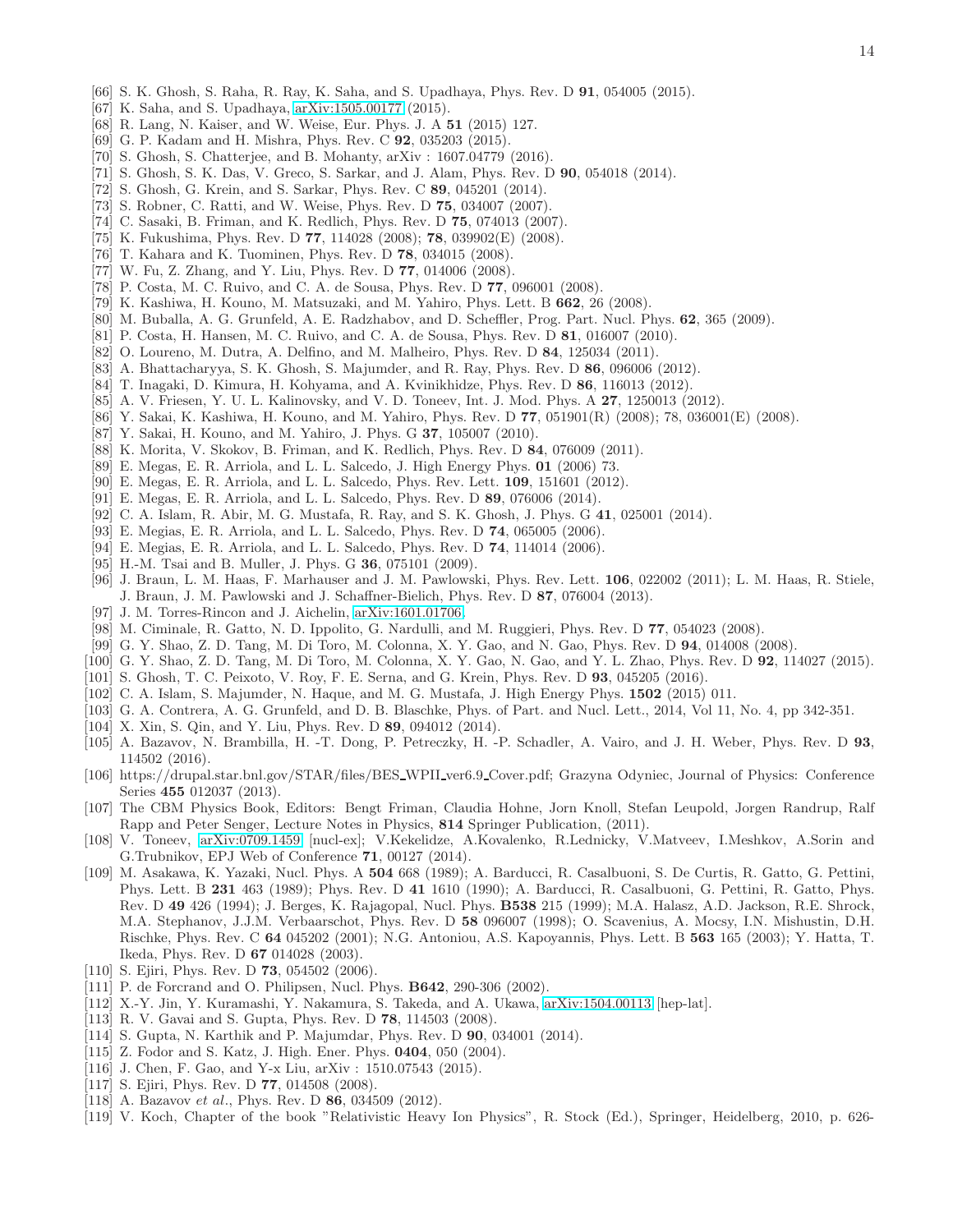[66] S. K. Ghosh, S. Raha, R. Ray, K. Saha, and S. Upadhaya, Phys. Rev. D **91**, 054005 (2015).
[67] K. Saha, and S. Upadhaya, arXiv:1505.00177 (2015).
[68] R. Lang, N. Kaiser, and W. Weise, Eur. Phys. J. A **51** (2015) 127.
[69] G. P. Kadam and H. Mishra, Phys. Rev. C **92**, 035203 (2015).
[70] S. Ghosh, S. Chatterjee, and B. Mohanty, arXiv : 1607.04779 (2016).
[71] S. Ghosh, S. K. Das, V. Greco, S. Sarkar, and J. Alam, Phys. Rev. D **90**, 054018 (2014).
[72] S. Ghosh, G. Krein, and S. Sarkar, Phys. Rev. C **89**, 045201 (2014).
[73] S. Robner, C. Ratti, and W. Weise, Phys. Rev. D **75**, 034007 (2007).
[74] C. Sasaki, B. Friman, and K. Redlich, Phys. Rev. D **75**, 074013 (2007).
[75] K. Fukushima, Phys. Rev. D **77**, 114028 (2008); **78**, 039902(E) (2008).
[76] T. Kahara and K. Tuominen, Phys. Rev. D **78**, 034015 (2008).
[77] W. Fu, Z. Zhang, and Y. Liu, Phys. Rev. D **77**, 014006 (2008).
[78] P. Costa, M. C. Ruivo, and C. A. de Sousa, Phys. Rev. D **77**, 096001 (2008).
[79] K. Kashiwa, H. Kouno, M. Matsuzaki, and M. Yahiro, Phys. Lett. B **662**, 26 (2008).
[80] M. Buballa, A. G. Grunfeld, A. E. Radzhabov, and D. Scheffler, Prog. Part. Nucl. Phys. **62**, 365 (2009).
[81] P. Costa, H. Hansen, M. C. Ruivo, and C. A. de Sousa, Phys. Rev. D **81**, 016007 (2010).
[82] O. Loureno, M. Dutra, A. Delfino, and M. Malheiro, Phys. Rev. D **84**, 125034 (2011).
[83] A. Bhattacharyya, S. K. Ghosh, S. Majumder, and R. Ray, Phys. Rev. D **86**, 096006 (2012).
[84] T. Inagaki, D. Kimura, H. Kohyama, and A. Kvinikhidze, Phys. Rev. D **86**, 116013 (2012).
[85] A. V. Friesen, Y. U. L. Kalinovsky, and V. D. Toneev, Int. J. Mod. Phys. A **27**, 1250013 (2012).
[86] Y. Sakai, K. Kashiwa, H. Kouno, and M. Yahiro, Phys. Rev. D **77**, 051901(R) (2008); 78, 036001(E) (2008).
[87] Y. Sakai, H. Kouno, and M. Yahiro, J. Phys. G **37**, 105007 (2010).
[88] K. Morita, V. Skokov, B. Friman, and K. Redlich, Phys. Rev. D **84**, 076009 (2011).
[89] E. Megas, E. R. Arriola, and L. L. Salcedo, J. High Energy Phys. **01** (2006) 73.
[90] E. Megas, E. R. Arriola, and L. L. Salcedo, Phys. Rev. Lett. **109**, 151601 (2012).
[91] E. Megas, E. R. Arriola, and L. L. Salcedo, Phys. Rev. D **89**, 076006 (2014).
[92] C. A. Islam, R. Abir, M. G. Mustafa, R. Ray, and S. K. Ghosh, J. Phys. G **41**, 025001 (2014).
[93] E. Megias, E. R. Arriola, and L. L. Salcedo, Phys. Rev. D **74**, 065005 (2006).
[94] E. Megias, E. R. Arriola, and L. L. Salcedo, Phys. Rev. D **74**, 114014 (2006).
[95] H.-M. Tsai and B. Muller, J. Phys. G **36**, 075101 (2009).
[96] J. Braun, L. M. Haas, F. Marhauser and J. M. Pawlowski, Phys. Rev. Lett. **106**, 022002 (2011); L. M. Haas, R. Stiele, J. Braun, J. M. Pawlowski and J. Schaffner-Bielich, Phys. Rev. D **87**, 076004 (2013).
[97] J. M. Torres-Rincon and J. Aichelin, arXiv:1601.01706.
[98] M. Ciminale, R. Gatto, N. D. Ippolito, G. Nardulli, and M. Ruggieri, Phys. Rev. D **77**, 054023 (2008).
[99] G. Y. Shao, Z. D. Tang, M. Di Toro, M. Colonna, X. Y. Gao, and N. Gao, Phys. Rev. D **94**, 014008 (2008).
[100] G. Y. Shao, Z. D. Tang, M. Di Toro, M. Colonna, X. Y. Gao, N. Gao, and Y. L. Zhao, Phys. Rev. D **92**, 114027 (2015).
[101] S. Ghosh, T. C. Peixoto, V. Roy, F. E. Serna, and G. Krein, Phys. Rev. D **93**, 045205 (2016).
[102] C. A. Islam, S. Majumder, N. Haque, and M. G. Mustafa, J. High Energy Phys. **1502** (2015) 011.
[103] G. A. Contrera, A. G. Grunfeld, and D. B. Blaschke, Phys. of Part. and Nucl. Lett., 2014, Vol 11, No. 4, pp 342-351.
[104] X. Xin, S. Qin, and Y. Liu, Phys. Rev. D **89**, 094012 (2014).
[105] A. Bazavov, N. Brambilla, H. -T. Dong, P. Petreczky, H. -P. Schadler, A. Vairo, and J. H. Weber, Phys. Rev. D **93**, 114502 (2016).
[106] https://drupal.star.bnl.gov/STAR/files/BES_WPII_ver6.9_Cover.pdf; Grazyna Odyniec, Journal of Physics: Conference Series **455** 012037 (2013).
[107] The CBM Physics Book, Editors: Bengt Friman, Claudia Hohne, Jorn Knoll, Stefan Leupold, Jorgen Randrup, Ralf Rapp and Peter Senger, Lecture Notes in Physics, **814** Springer Publication, (2011).
[108] V. Toneev, arXiv:0709.1459 [nucl-ex]; V.Kekelidze, A.Kovalenko, R.Lednicky, V.Matveev, I.Meshkov, A.Sorin and G.Trubnikov, EPJ Web of Conference **71**, 00127 (2014).
[109] M. Asakawa, K. Yazaki, Nucl. Phys. A **504** 668 (1989); A. Barducci, R. Casalbuoni, S. De Curtis, R. Gatto, G. Pettini, Phys. Lett. B **231** 463 (1989); Phys. Rev. D **41** 1610 (1990); A. Barducci, R. Casalbuoni, G. Pettini, R. Gatto, Phys. Rev. D **49** 426 (1994); J. Berges, K. Rajagopal, Nucl. Phys. **B538** 215 (1999); M.A. Halasz, A.D. Jackson, R.E. Shrock, M.A. Stephanov, J.J.M. Verbaarschot, Phys. Rev. D **58** 096007 (1998); O. Scavenius, A. Mocsy, I.N. Mishustin, D.H. Rischke, Phys. Rev. C **64** 045202 (2001); N.G. Antoniou, A.S. Kapoyannis, Phys. Lett. B **563** 165 (2003); Y. Hatta, T. Ikeda, Phys. Rev. D **67** 014028 (2003).
[110] S. Ejiri, Phys. Rev. D **73**, 054502 (2006).
[111] P. de Forcrand and O. Philipsen, Nucl. Phys. **B642**, 290-306 (2002).
[112] X.-Y. Jin, Y. Kuramashi, Y. Nakamura, S. Takeda, and A. Ukawa, arXiv:1504.00113 [hep-lat].
[113] R. V. Gavai and S. Gupta, Phys. Rev. D **78**, 114503 (2008).
[114] S. Gupta, N. Karthik and P. Majumdar, Phys. Rev. D **90**, 034001 (2014).
[115] Z. Fodor and S. Katz, J. High. Ener. Phys. **0404**, 050 (2004).
[116] J. Chen, F. Gao, and Y-x Liu, arXiv : 1510.07543 (2015).
[117] S. Ejiri, Phys. Rev. D **77**, 014508 (2008).
[118] A. Bazavov *et al.*, Phys. Rev. D **86**, 034509 (2012).
[119] V. Koch, Chapter of the book "Relativistic Heavy Ion Physics", R. Stock (Ed.), Springer, Heidelberg, 2010, p. 626-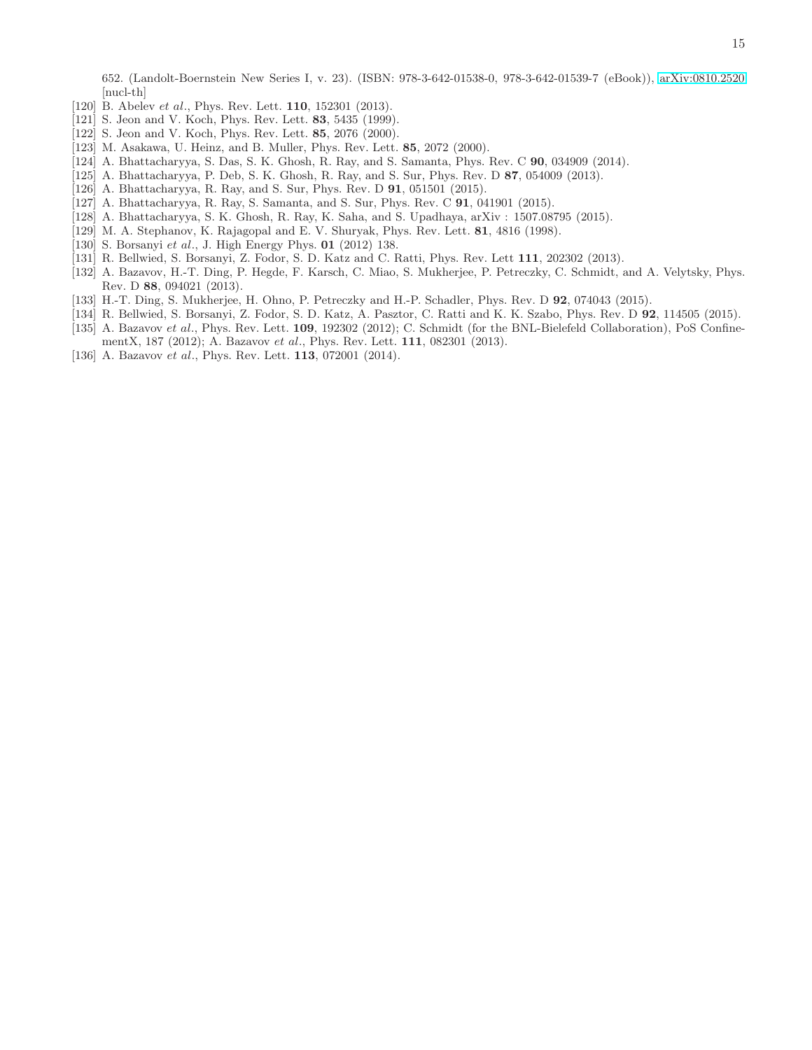652. (Landolt-Boernstein New Series I, v. 23). (ISBN: 978-3-642-01538-0, 978-3-642-01539-7 (eBook)), arXiv:0810.2520 [nucl-th]

[120] B. Abelev *et al.*, Phys. Rev. Lett. **110**, 152301 (2013).

[121] S. Jeon and V. Koch, Phys. Rev. Lett. **83**, 5435 (1999).

[122] S. Jeon and V. Koch, Phys. Rev. Lett. **85**, 2076 (2000).

[123] M. Asakawa, U. Heinz, and B. Muller, Phys. Rev. Lett. **85**, 2072 (2000).

[124] A. Bhattacharyya, S. Das, S. K. Ghosh, R. Ray, and S. Samanta, Phys. Rev. C **90**, 034909 (2014).

[125] A. Bhattacharyya, P. Deb, S. K. Ghosh, R. Ray, and S. Sur, Phys. Rev. D **87**, 054009 (2013).

[126] A. Bhattacharyya, R. Ray, and S. Sur, Phys. Rev. D **91**, 051501 (2015).

[127] A. Bhattacharyya, R. Ray, S. Samanta, and S. Sur, Phys. Rev. C **91**, 041901 (2015).

[128] A. Bhattacharyya, S. K. Ghosh, R. Ray, K. Saha, and S. Upadhaya, arXiv : 1507.08795 (2015).

[129] M. A. Stephanov, K. Rajagopal and E. V. Shuryak, Phys. Rev. Lett. **81**, 4816 (1998).

[130] S. Borsanyi *et al.*, J. High Energy Phys. **01** (2012) 138.

[131] R. Bellwied, S. Borsanyi, Z. Fodor, S. D. Katz and C. Ratti, Phys. Rev. Lett **111**, 202302 (2013).

[132] A. Bazavov, H.-T. Ding, P. Hegde, F. Karsch, C. Miao, S. Mukherjee, P. Petreczky, C. Schmidt, and A. Velytsky, Phys. Rev. D **88**, 094021 (2013).

[133] H.-T. Ding, S. Mukherjee, H. Ohno, P. Petreczky and H.-P. Schadler, Phys. Rev. D **92**, 074043 (2015).

[134] R. Bellwied, S. Borsanyi, Z. Fodor, S. D. Katz, A. Pasztor, C. Ratti and K. K. Szabo, Phys. Rev. D **92**, 114505 (2015).

[135] A. Bazavov *et al.*, Phys. Rev. Lett. **109**, 192302 (2012); C. Schmidt (for the BNL-Bielefeld Collaboration), PoS ConfinementX, 187 (2012); A. Bazavov *et al.*, Phys. Rev. Lett. **111**, 082301 (2013).

[136] A. Bazavov *et al.*, Phys. Rev. Lett. **113**, 072001 (2014).